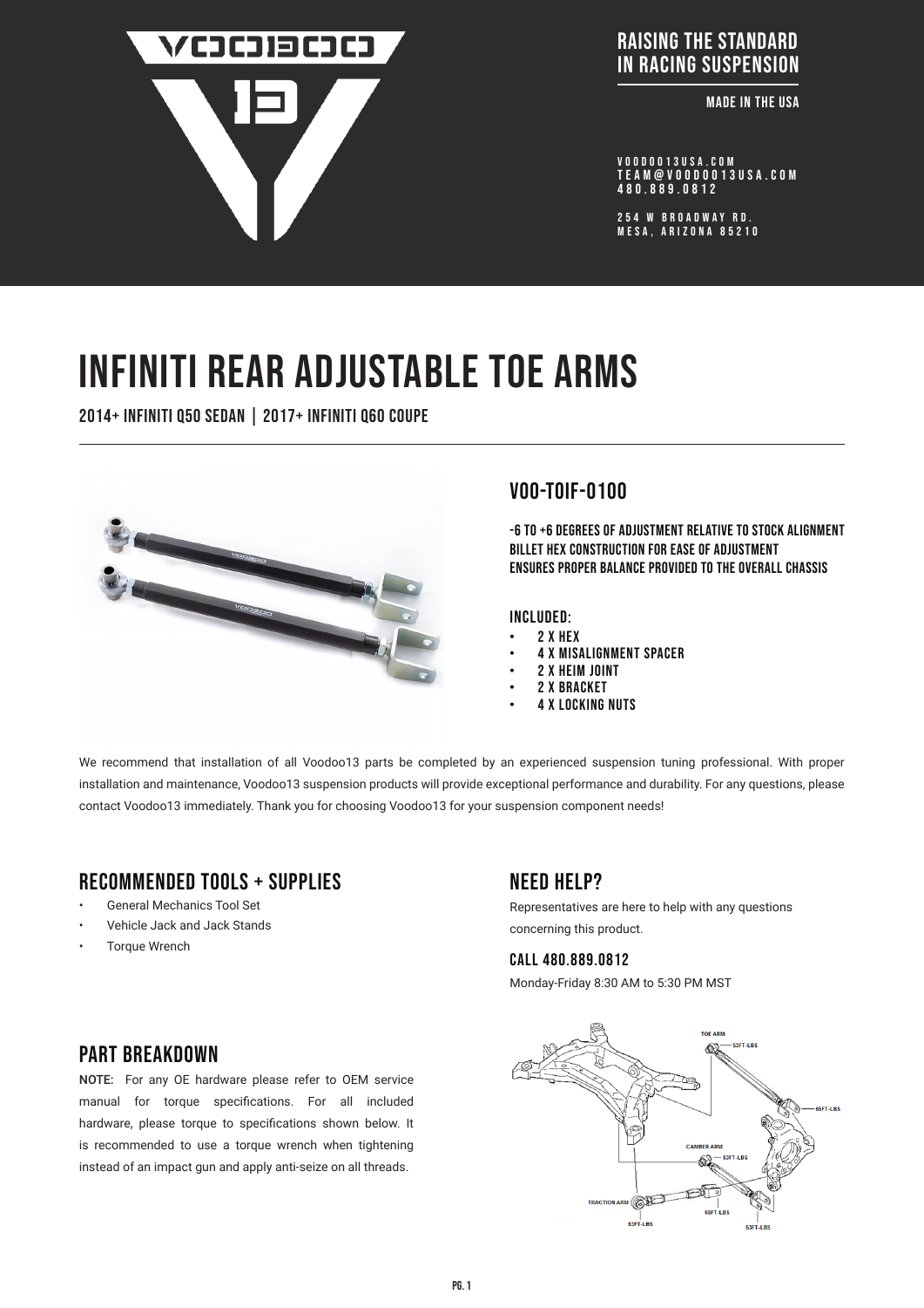RAISING THE STANDARD IN RACING SUSPENSION

MADE IN THE USA

VOODOO13USA.COM
TEAM@VOODOO13USA.COM
480.889.0812

254 W BROADWAY RD.
MESA, ARIZONA 85210

# INFINITI REAR ADJUSTABLE TOE ARMS

2014+ INFINITI Q50 SEDAN | 2017+ INFINITI Q60 COUPE

## VOO-TOIF-0100

-6 TO +6 DEGREES OF ADJUSTMENT RELATIVE TO STOCK ALIGNMENT
BILLET HEX CONSTRUCTION FOR EASE OF ADJUSTMENT
ENSURES PROPER BALANCE PROVIDED TO THE OVERALL CHASSIS

### INCLUDED:

- 2 X HEX
- 4 X MISALIGNMENT SPACER
- 2 X HEIM JOINT
- 2 X BRACKET
- 4 X LOCKING NUTS

We recommend that installation of all Voodoo13 parts be completed by an experienced suspension tuning professional. With proper installation and maintenance, Voodoo13 suspension products will provide exceptional performance and durability. For any questions, please contact Voodoo13 immediately. Thank you for choosing Voodoo13 for your suspension component needs!

## RECOMMENDED TOOLS + SUPPLIES

- General Mechanics Tool Set
- Vehicle Jack and Jack Stands
- Torque Wrench

## NEED HELP?

Representatives are here to help with any questions concerning this product.

### CALL 480.889.0812

Monday-Friday 8:30 AM to 5:30 PM MST

## PART BREAKDOWN

NOTE: For any OE hardware please refer to OEM service manual for torque specifications. For all included hardware, please torque to specifications shown below. It is recommended to use a torque wrench when tightening instead of an impact gun and apply anti-seize on all threads.

TOE ARM — 53FT-LBS, 65FT-LBS
CAMBER ARM — 53FT-LBS, 65FT-LBS, 53FT-LBS
TRACTION ARM — 53FT-LBS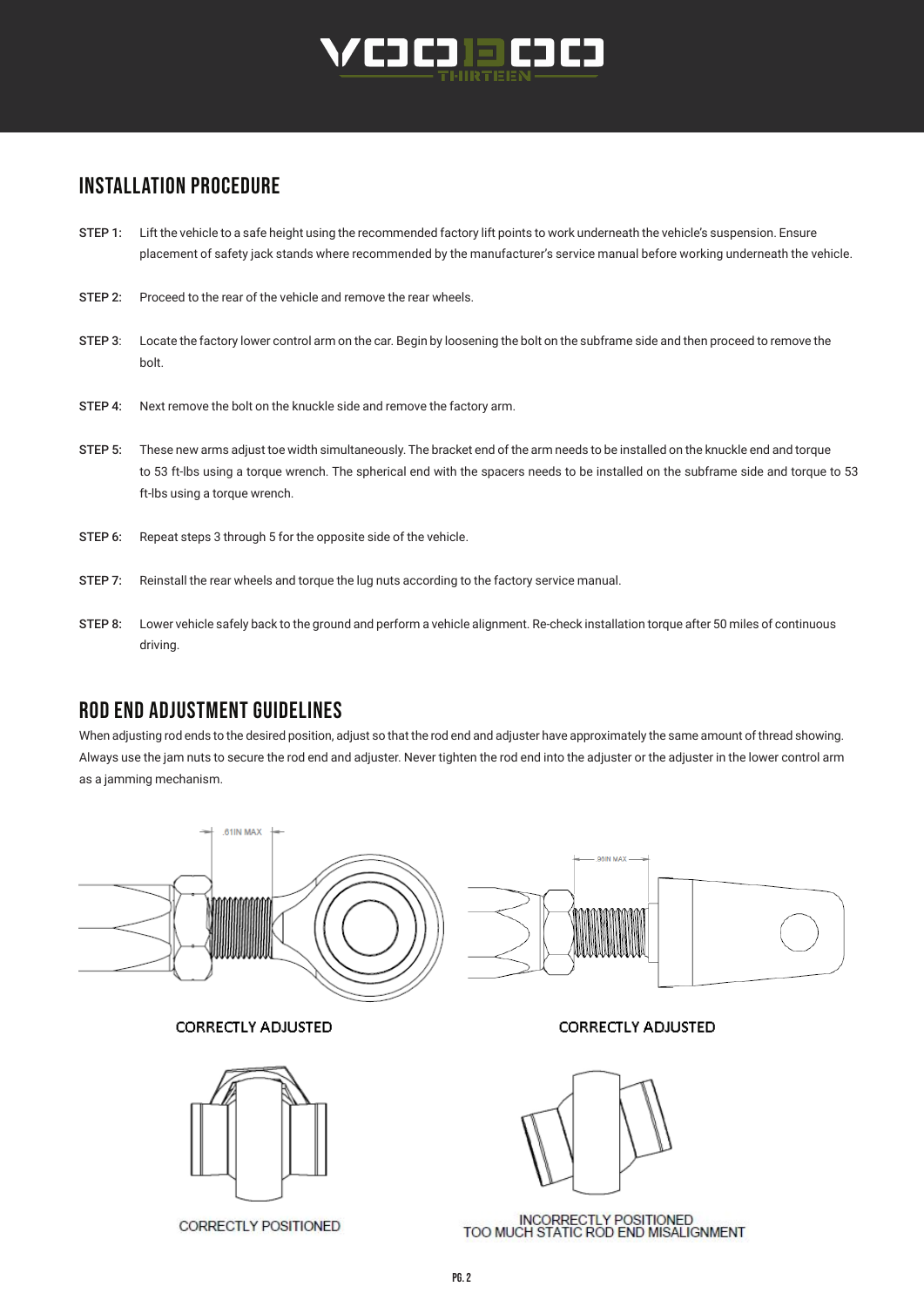## INSTALLATION PROCEDURE

STEP 1: Lift the vehicle to a safe height using the recommended factory lift points to work underneath the vehicle's suspension. Ensure placement of safety jack stands where recommended by the manufacturer's service manual before working underneath the vehicle.

STEP 2: Proceed to the rear of the vehicle and remove the rear wheels.

STEP 3: Locate the factory lower control arm on the car. Begin by loosening the bolt on the subframe side and then proceed to remove the bolt.

STEP 4: Next remove the bolt on the knuckle side and remove the factory arm.

STEP 5: These new arms adjust toe width simultaneously. The bracket end of the arm needs to be installed on the knuckle end and torque to 53 ft-lbs using a torque wrench. The spherical end with the spacers needs to be installed on the subframe side and torque to 53 ft-lbs using a torque wrench.

STEP 6: Repeat steps 3 through 5 for the opposite side of the vehicle.

STEP 7: Reinstall the rear wheels and torque the lug nuts according to the factory service manual.

STEP 8: Lower vehicle safely back to the ground and perform a vehicle alignment. Re-check installation torque after 50 miles of continuous driving.

## ROD END ADJUSTMENT GUIDELINES

When adjusting rod ends to the desired position, adjust so that the rod end and adjuster have approximately the same amount of thread showing. Always use the jam nuts to secure the rod end and adjuster. Never tighten the rod end into the adjuster or the adjuster in the lower control arm as a jamming mechanism.

.61IN MAX

CORRECTLY ADJUSTED

.98IN MAX

CORRECTLY ADJUSTED

CORRECTLY POSITIONED

INCORRECTLY POSITIONED
TOO MUCH STATIC ROD END MISALIGNMENT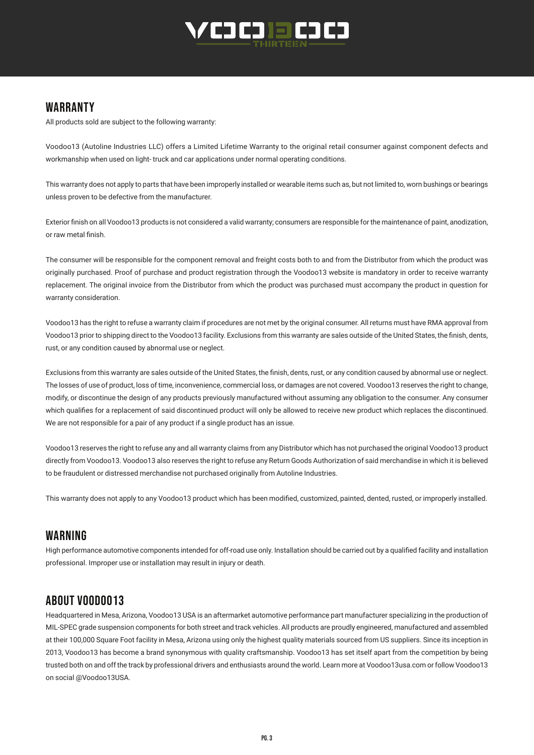## WARRANTY

All products sold are subject to the following warranty:

Voodoo13 (Autoline Industries LLC) offers a Limited Lifetime Warranty to the original retail consumer against component defects and workmanship when used on light- truck and car applications under normal operating conditions.

This warranty does not apply to parts that have been improperly installed or wearable items such as, but not limited to, worn bushings or bearings unless proven to be defective from the manufacturer.

Exterior finish on all Voodoo13 products is not considered a valid warranty; consumers are responsible for the maintenance of paint, anodization, or raw metal finish.

The consumer will be responsible for the component removal and freight costs both to and from the Distributor from which the product was originally purchased. Proof of purchase and product registration through the Voodoo13 website is mandatory in order to receive warranty replacement. The original invoice from the Distributor from which the product was purchased must accompany the product in question for warranty consideration.

Voodoo13 has the right to refuse a warranty claim if procedures are not met by the original consumer. All returns must have RMA approval from Voodoo13 prior to shipping direct to the Voodoo13 facility. Exclusions from this warranty are sales outside of the United States, the finish, dents, rust, or any condition caused by abnormal use or neglect.

Exclusions from this warranty are sales outside of the United States, the finish, dents, rust, or any condition caused by abnormal use or neglect. The losses of use of product, loss of time, inconvenience, commercial loss, or damages are not covered. Voodoo13 reserves the right to change, modify, or discontinue the design of any products previously manufactured without assuming any obligation to the consumer. Any consumer which qualifies for a replacement of said discontinued product will only be allowed to receive new product which replaces the discontinued. We are not responsible for a pair of any product if a single product has an issue.

Voodoo13 reserves the right to refuse any and all warranty claims from any Distributor which has not purchased the original Voodoo13 product directly from Voodoo13. Voodoo13 also reserves the right to refuse any Return Goods Authorization of said merchandise in which it is believed to be fraudulent or distressed merchandise not purchased originally from Autoline Industries.

This warranty does not apply to any Voodoo13 product which has been modified, customized, painted, dented, rusted, or improperly installed.

## WARNING

High performance automotive components intended for off-road use only. Installation should be carried out by a qualified facility and installation professional. Improper use or installation may result in injury or death.

## ABOUT VOODOO13

Headquartered in Mesa, Arizona, Voodoo13 USA is an aftermarket automotive performance part manufacturer specializing in the production of MIL-SPEC grade suspension components for both street and track vehicles. All products are proudly engineered, manufactured and assembled at their 100,000 Square Foot facility in Mesa, Arizona using only the highest quality materials sourced from US suppliers. Since its inception in 2013, Voodoo13 has become a brand synonymous with quality craftsmanship. Voodoo13 has set itself apart from the competition by being trusted both on and off the track by professional drivers and enthusiasts around the world. Learn more at Voodoo13usa.com or follow Voodoo13 on social @Voodoo13USA.